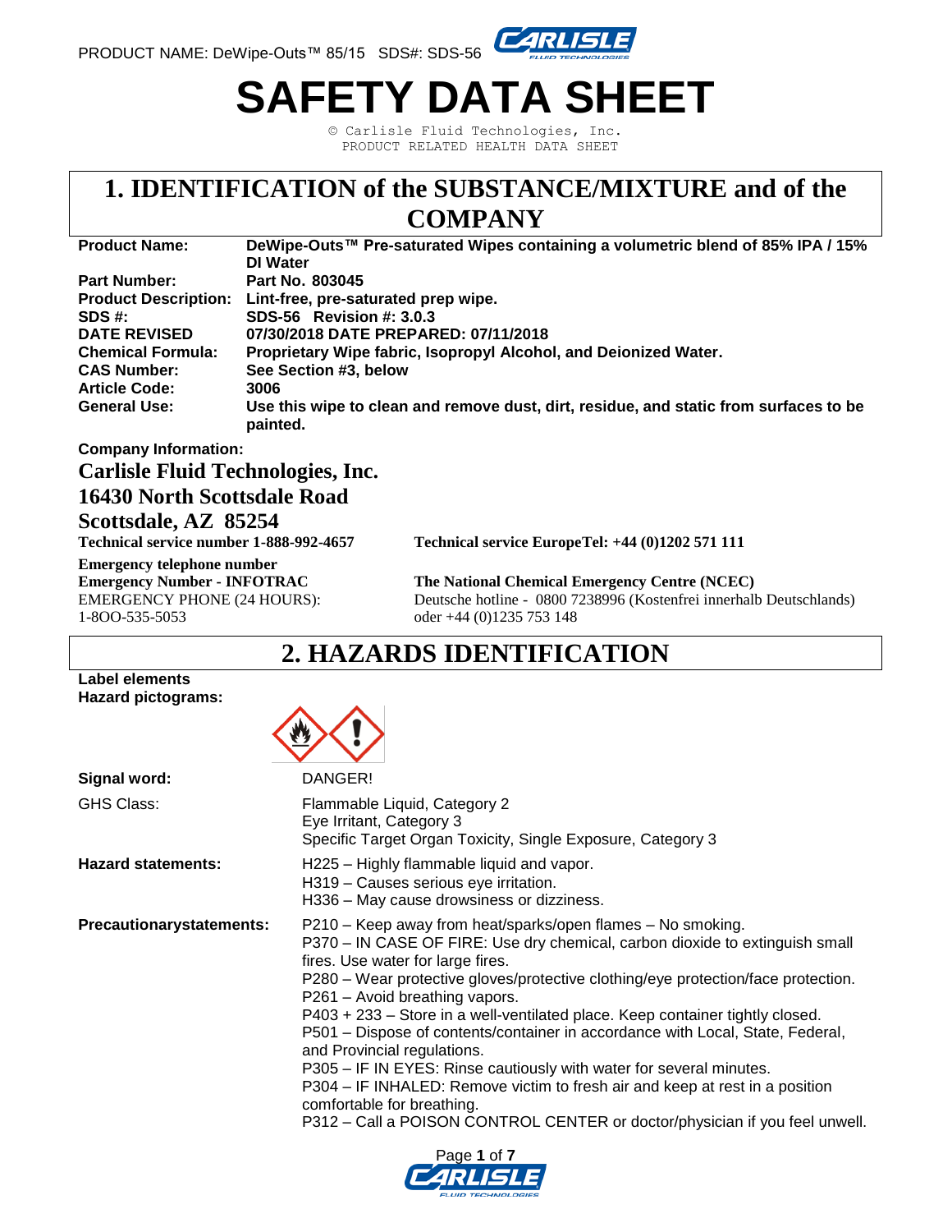# SAFETY DATA SHEET

© Carlisle Fluid Technologies, Inc.
PRODUCT RELATED HEALTH DATA SHEET

## 1. IDENTIFICATION of the SUBSTANCE/MIXTURE and of the COMPANY

| | |
|---|---|
| **Product Name:** | **DeWipe-Outs™ Pre-saturated Wipes containing a volumetric blend of 85% IPA / 15% DI Water** |
| **Part Number:** | **Part No. 803045** |
| **Product Description:** | **Lint-free, pre-saturated prep wipe.** |
| **SDS #:** | **SDS-56 Revision #: 3.0.3** |
| **DATE REVISED** | **07/30/2018 DATE PREPARED: 07/11/2018** |
| **Chemical Formula:** | **Proprietary Wipe fabric, Isopropyl Alcohol, and Deionized Water.** |
| **CAS Number:** | **See Section #3, below** |
| **Article Code:** | **3006** |
| **General Use:** | **Use this wipe to clean and remove dust, dirt, residue, and static from surfaces to be painted.** |

**Company Information:**

**Carlisle Fluid Technologies, Inc.**
**16430 North Scottsdale Road**
**Scottsdale, AZ 85254**

**Technical service number 1-888-992-4657**

**Technical service EuropeTel: +44 (0)1202 571 111**

**Emergency telephone number**
**Emergency Number - INFOTRAC**
EMERGENCY PHONE (24 HOURS):
1-8OO-535-5053

**The National Chemical Emergency Centre (NCEC)**
Deutsche hotline - 0800 7238996 (Kostenfrei innerhalb Deutschlands) oder +44 (0)1235 753 148

## 2. HAZARDS IDENTIFICATION

**Label elements**
**Hazard pictograms:**

| | |
|---|---|
| **Signal word:** | DANGER! |
| GHS Class: | Flammable Liquid, Category 2<br>Eye Irritant, Category 3<br>Specific Target Organ Toxicity, Single Exposure, Category 3 |
| **Hazard statements:** | H225 – Highly flammable liquid and vapor.<br>H319 – Causes serious eye irritation.<br>H336 – May cause drowsiness or dizziness. |
| **Precautionarystatements:** | P210 – Keep away from heat/sparks/open flames – No smoking.<br>P370 – IN CASE OF FIRE: Use dry chemical, carbon dioxide to extinguish small fires. Use water for large fires.<br>P280 – Wear protective gloves/protective clothing/eye protection/face protection.<br>P261 – Avoid breathing vapors.<br>P403 + 233 – Store in a well-ventilated place. Keep container tightly closed.<br>P501 – Dispose of contents/container in accordance with Local, State, Federal, and Provincial regulations.<br>P305 – IF IN EYES: Rinse cautiously with water for several minutes.<br>P304 – IF INHALED: Remove victim to fresh air and keep at rest in a position comfortable for breathing.<br>P312 – Call a POISON CONTROL CENTER or doctor/physician if you feel unwell. |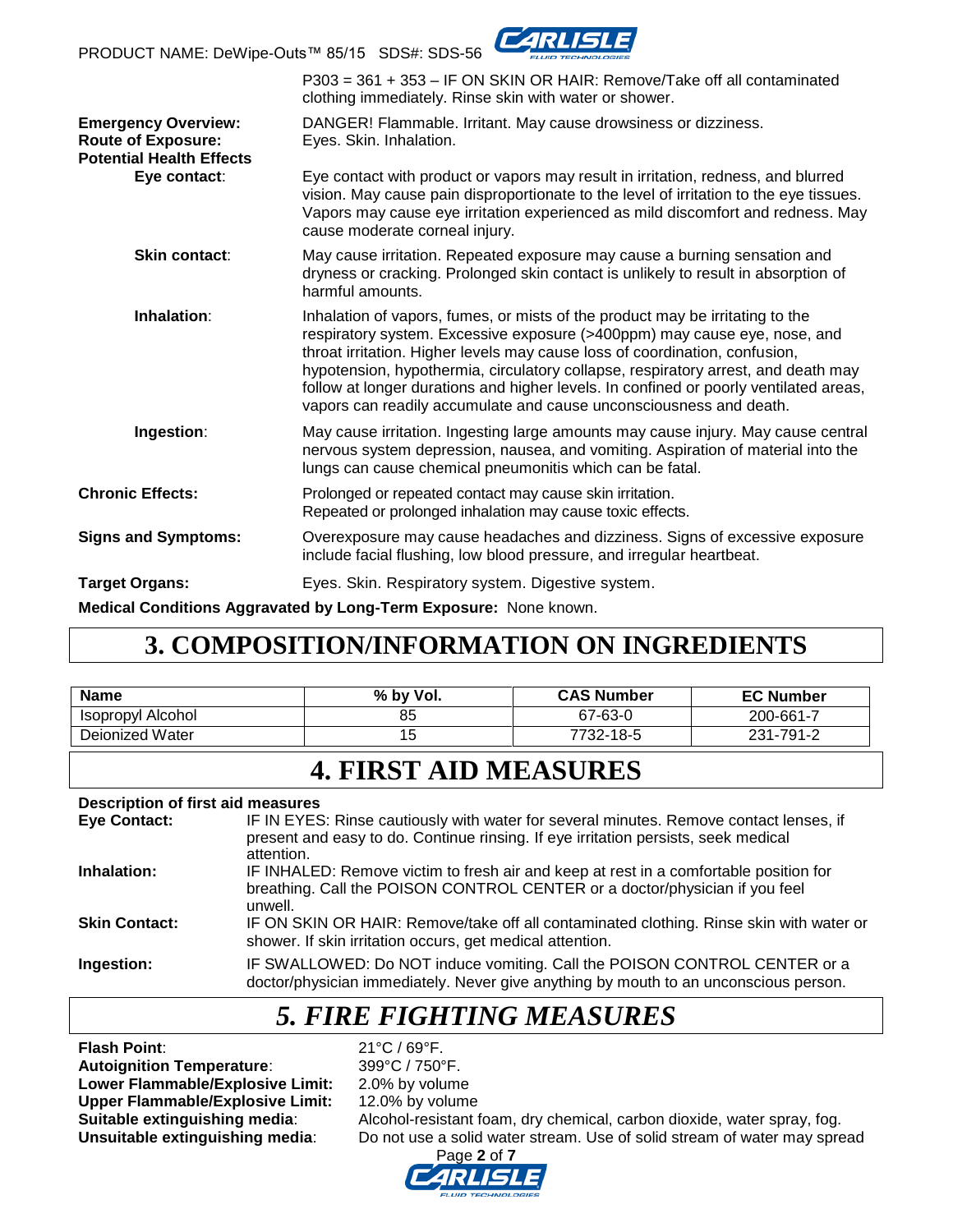P303 = 361 + 353 – IF ON SKIN OR HAIR: Remove/Take off all contaminated clothing immediately. Rinse skin with water or shower.

**Emergency Overview:** DANGER! Flammable. Irritant. May cause drowsiness or dizziness.

**Route of Exposure:** Eyes. Skin. Inhalation.

**Potential Health Effects**

**Eye contact**: Eye contact with product or vapors may result in irritation, redness, and blurred vision. May cause pain disproportionate to the level of irritation to the eye tissues. Vapors may cause eye irritation experienced as mild discomfort and redness. May cause moderate corneal injury.

**Skin contact**: May cause irritation. Repeated exposure may cause a burning sensation and dryness or cracking. Prolonged skin contact is unlikely to result in absorption of harmful amounts.

**Inhalation**: Inhalation of vapors, fumes, or mists of the product may be irritating to the respiratory system. Excessive exposure (>400ppm) may cause eye, nose, and throat irritation. Higher levels may cause loss of coordination, confusion, hypotension, hypothermia, circulatory collapse, respiratory arrest, and death may follow at longer durations and higher levels. In confined or poorly ventilated areas, vapors can readily accumulate and cause unconsciousness and death.

**Ingestion**: May cause irritation. Ingesting large amounts may cause injury. May cause central nervous system depression, nausea, and vomiting. Aspiration of material into the lungs can cause chemical pneumonitis which can be fatal.

**Chronic Effects:** Prolonged or repeated contact may cause skin irritation. Repeated or prolonged inhalation may cause toxic effects.

**Signs and Symptoms:** Overexposure may cause headaches and dizziness. Signs of excessive exposure include facial flushing, low blood pressure, and irregular heartbeat.

**Target Organs:** Eyes. Skin. Respiratory system. Digestive system.

**Medical Conditions Aggravated by Long-Term Exposure:** None known.

# 3. COMPOSITION/INFORMATION ON INGREDIENTS

| Name | % by Vol. | CAS Number | EC Number |
|---|---|---|---|
| Isopropyl Alcohol | 85 | 67-63-0 | 200-661-7 |
| Deionized Water | 15 | 7732-18-5 | 231-791-2 |

# 4. FIRST AID MEASURES

**Description of first aid measures**

**Eye Contact:** IF IN EYES: Rinse cautiously with water for several minutes. Remove contact lenses, if present and easy to do. Continue rinsing. If eye irritation persists, seek medical attention.

**Inhalation:** IF INHALED: Remove victim to fresh air and keep at rest in a comfortable position for breathing. Call the POISON CONTROL CENTER or a doctor/physician if you feel unwell.

**Skin Contact:** IF ON SKIN OR HAIR: Remove/take off all contaminated clothing. Rinse skin with water or shower. If skin irritation occurs, get medical attention.

**Ingestion:** IF SWALLOWED: Do NOT induce vomiting. Call the POISON CONTROL CENTER or a doctor/physician immediately. Never give anything by mouth to an unconscious person.

# *5. FIRE FIGHTING MEASURES*

**Flash Point**: 21°C / 69°F.

**Autoignition Temperature**: 399°C / 750°F.

**Lower Flammable/Explosive Limit:** 2.0% by volume

**Upper Flammable/Explosive Limit:** 12.0% by volume

**Suitable extinguishing media**: Alcohol-resistant foam, dry chemical, carbon dioxide, water spray, fog.

**Unsuitable extinguishing media**: Do not use a solid water stream. Use of solid stream of water may spread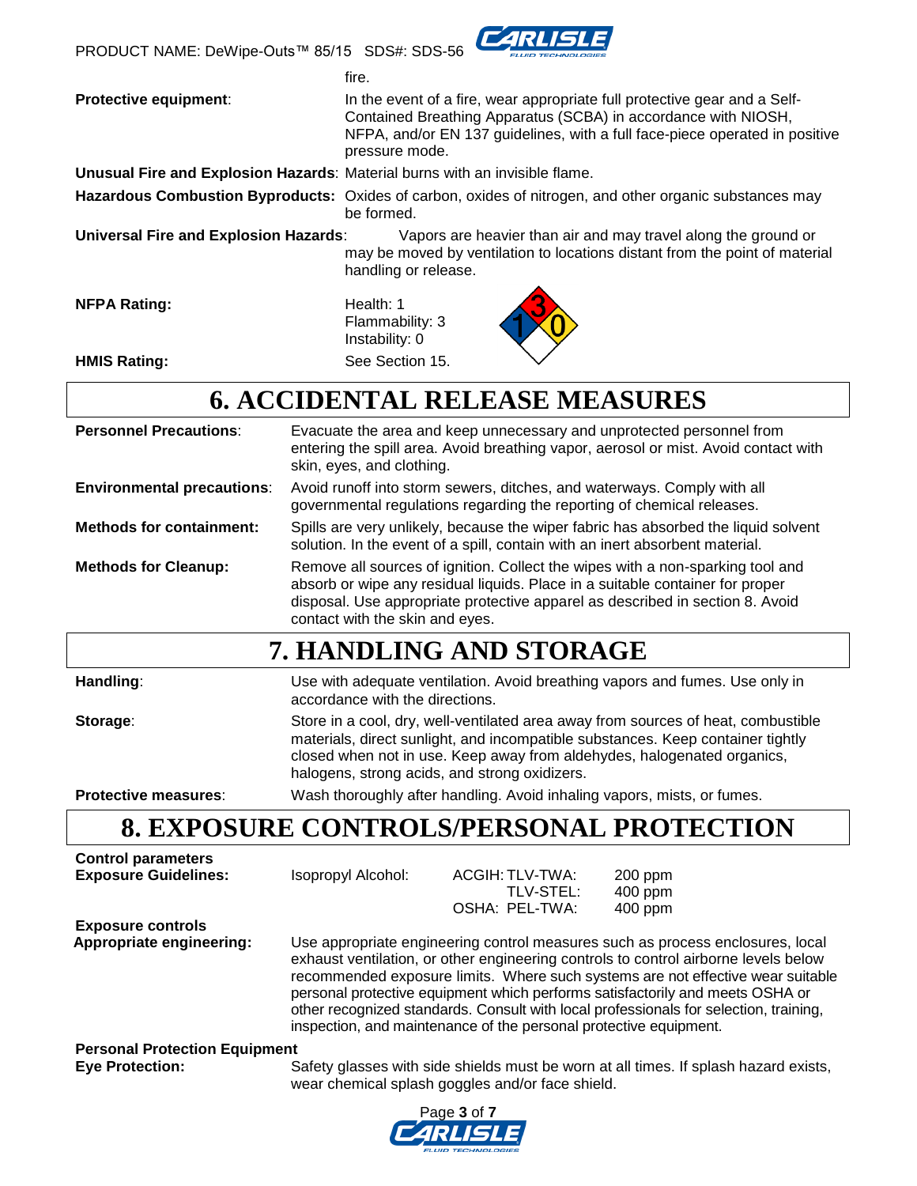fire.

**Protective equipment**: In the event of a fire, wear appropriate full protective gear and a Self-Contained Breathing Apparatus (SCBA) in accordance with NIOSH, NFPA, and/or EN 137 guidelines, with a full face-piece operated in positive pressure mode.

**Unusual Fire and Explosion Hazards**: Material burns with an invisible flame.

**Hazardous Combustion Byproducts:** Oxides of carbon, oxides of nitrogen, and other organic substances may be formed.

**Universal Fire and Explosion Hazards**: Vapors are heavier than air and may travel along the ground or may be moved by ventilation to locations distant from the point of material handling or release.

**NFPA Rating:** Health: 1
Flammability: 3
Instability: 0

**HMIS Rating:** See Section 15.

# 6. ACCIDENTAL RELEASE MEASURES

**Personnel Precautions**: Evacuate the area and keep unnecessary and unprotected personnel from entering the spill area. Avoid breathing vapor, aerosol or mist. Avoid contact with skin, eyes, and clothing.

**Environmental precautions**: Avoid runoff into storm sewers, ditches, and waterways. Comply with all governmental regulations regarding the reporting of chemical releases.

**Methods for containment:** Spills are very unlikely, because the wiper fabric has absorbed the liquid solvent solution. In the event of a spill, contain with an inert absorbent material.

**Methods for Cleanup:** Remove all sources of ignition. Collect the wipes with a non-sparking tool and absorb or wipe any residual liquids. Place in a suitable container for proper disposal. Use appropriate protective apparel as described in section 8. Avoid contact with the skin and eyes.

# 7. HANDLING AND STORAGE

**Handling**: Use with adequate ventilation. Avoid breathing vapors and fumes. Use only in accordance with the directions.

**Storage**: Store in a cool, dry, well-ventilated area away from sources of heat, combustible materials, direct sunlight, and incompatible substances. Keep container tightly closed when not in use. Keep away from aldehydes, halogenated organics, halogens, strong acids, and strong oxidizers.

**Protective measures**: Wash thoroughly after handling. Avoid inhaling vapors, mists, or fumes.

# 8. EXPOSURE CONTROLS/PERSONAL PROTECTION

**Control parameters**

**Exposure Guidelines:**

| Component | Guideline | Value |
|---|---|---|
| Isopropyl Alcohol: | ACGIH: TLV-TWA: | 200 ppm |
| | TLV-STEL: | 400 ppm |
| | OSHA: PEL-TWA: | 400 ppm |

**Exposure controls**

**Appropriate engineering:** Use appropriate engineering control measures such as process enclosures, local exhaust ventilation, or other engineering controls to control airborne levels below recommended exposure limits. Where such systems are not effective wear suitable personal protective equipment which performs satisfactorily and meets OSHA or other recognized standards. Consult with local professionals for selection, training, inspection, and maintenance of the personal protective equipment.

**Personal Protection Equipment**

**Eye Protection:** Safety glasses with side shields must be worn at all times. If splash hazard exists, wear chemical splash goggles and/or face shield.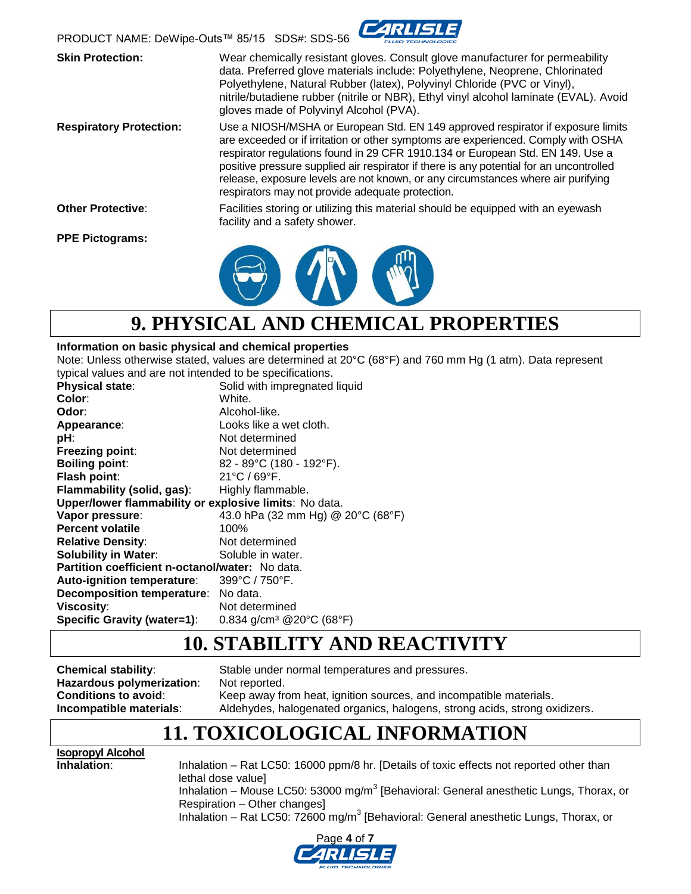**Skin Protection:** Wear chemically resistant gloves. Consult glove manufacturer for permeability data. Preferred glove materials include: Polyethylene, Neoprene, Chlorinated Polyethylene, Natural Rubber (latex), Polyvinyl Chloride (PVC or Vinyl), nitrile/butadiene rubber (nitrile or NBR), Ethyl vinyl alcohol laminate (EVAL). Avoid gloves made of Polyvinyl Alcohol (PVA).

**Respiratory Protection:** Use a NIOSH/MSHA or European Std. EN 149 approved respirator if exposure limits are exceeded or if irritation or other symptoms are experienced. Comply with OSHA respirator regulations found in 29 CFR 1910.134 or European Std. EN 149. Use a positive pressure supplied air respirator if there is any potential for an uncontrolled release, exposure levels are not known, or any circumstances where air purifying respirators may not provide adequate protection.

**Other Protective**: Facilities storing or utilizing this material should be equipped with an eyewash facility and a safety shower.

**PPE Pictograms:**

# 9. PHYSICAL AND CHEMICAL PROPERTIES

**Information on basic physical and chemical properties**

Note: Unless otherwise stated, values are determined at 20°C (68°F) and 760 mm Hg (1 atm). Data represent typical values and are not intended to be specifications.

**Physical state**: Solid with impregnated liquid
**Color**: White.
**Odor**: Alcohol-like.
**Appearance**: Looks like a wet cloth.
**pH**: Not determined
**Freezing point**: Not determined
**Boiling point**: 82 - 89°C (180 - 192°F).
**Flash point**: 21°C / 69°F.
**Flammability (solid, gas)**: Highly flammable.
**Upper/lower flammability or explosive limits**: No data.
**Vapor pressure**: 43.0 hPa (32 mm Hg) @ 20°C (68°F)
**Percent volatile** 100%
**Relative Density**: Not determined
**Solubility in Water**: Soluble in water.
**Partition coefficient n-octanol/water:** No data.
**Auto-ignition temperature**: 399°C / 750°F.
**Decomposition temperature**: No data.
**Viscosity**: Not determined
**Specific Gravity (water=1)**: 0.834 g/cm³ @20°C (68°F)

# 10. STABILITY AND REACTIVITY

**Chemical stability**: Stable under normal temperatures and pressures.
**Hazardous polymerization**: Not reported.
**Conditions to avoid**: Keep away from heat, ignition sources, and incompatible materials.
**Incompatible materials**: Aldehydes, halogenated organics, halogens, strong acids, strong oxidizers.

# 11. TOXICOLOGICAL INFORMATION

**Isopropyl Alcohol**

**Inhalation**: Inhalation – Rat LC50: 16000 ppm/8 hr. [Details of toxic effects not reported other than lethal dose value]
Inhalation – Mouse LC50: 53000 mg/m³ [Behavioral: General anesthetic Lungs, Thorax, or Respiration – Other changes]
Inhalation – Rat LC50: 72600 mg/m³ [Behavioral: General anesthetic Lungs, Thorax, or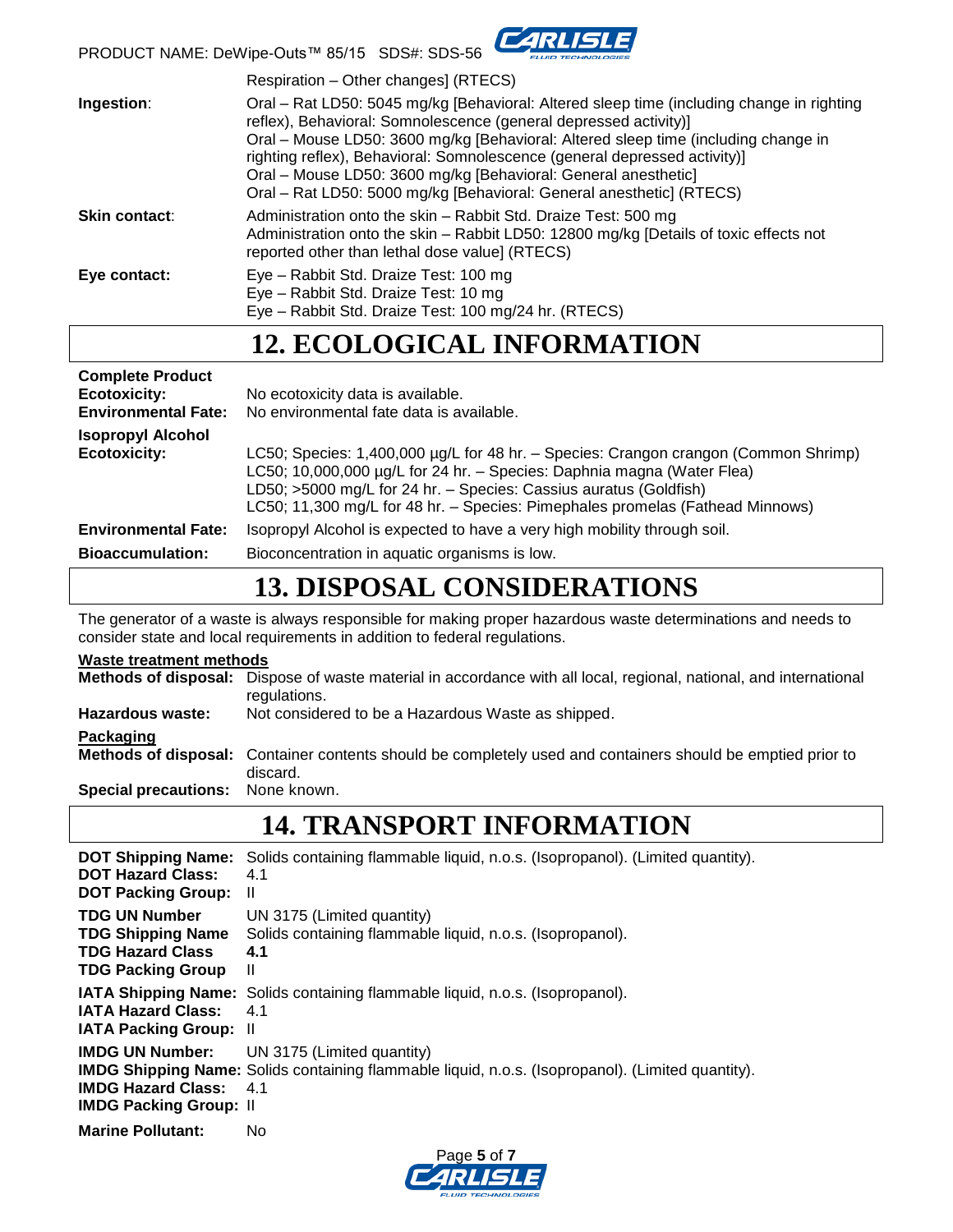Respiration – Other changes] (RTECS)

| | |
|---|---|
| **Ingestion**: | Oral – Rat LD50: 5045 mg/kg [Behavioral: Altered sleep time (including change in righting reflex), Behavioral: Somnolescence (general depressed activity)]<br>Oral – Mouse LD50: 3600 mg/kg [Behavioral: Altered sleep time (including change in righting reflex), Behavioral: Somnolescence (general depressed activity)]<br>Oral – Mouse LD50: 3600 mg/kg [Behavioral: General anesthetic]<br>Oral – Rat LD50: 5000 mg/kg [Behavioral: General anesthetic] (RTECS) |
| **Skin contact**: | Administration onto the skin – Rabbit Std. Draize Test: 500 mg<br>Administration onto the skin – Rabbit LD50: 12800 mg/kg [Details of toxic effects not reported other than lethal dose value] (RTECS) |
| **Eye contact:** | Eye – Rabbit Std. Draize Test: 100 mg<br>Eye – Rabbit Std. Draize Test: 10 mg<br>Eye – Rabbit Std. Draize Test: 100 mg/24 hr. (RTECS) |

# 12. ECOLOGICAL INFORMATION

**Complete Product**

| | |
|---|---|
| **Ecotoxicity:** | No ecotoxicity data is available. |
| **Environmental Fate:** | No environmental fate data is available. |

**Isopropyl Alcohol**

| | |
|---|---|
| **Ecotoxicity:** | LC50; Species: 1,400,000 µg/L for 48 hr. – Species: Crangon crangon (Common Shrimp)<br>LC50; 10,000,000 µg/L for 24 hr. – Species: Daphnia magna (Water Flea)<br>LD50; >5000 mg/L for 24 hr. – Species: Cassius auratus (Goldfish)<br>LC50; 11,300 mg/L for 48 hr. – Species: Pimephales promelas (Fathead Minnows) |
| **Environmental Fate:** | Isopropyl Alcohol is expected to have a very high mobility through soil. |
| **Bioaccumulation:** | Bioconcentration in aquatic organisms is low. |

# 13. DISPOSAL CONSIDERATIONS

The generator of a waste is always responsible for making proper hazardous waste determinations and needs to consider state and local requirements in addition to federal regulations.

**Waste treatment methods**

| | |
|---|---|
| **Methods of disposal:** | Dispose of waste material in accordance with all local, regional, national, and international regulations. |
| **Hazardous waste:** | Not considered to be a Hazardous Waste as shipped. |

**Packaging**

| | |
|---|---|
| **Methods of disposal:** | Container contents should be completely used and containers should be emptied prior to discard. |
| **Special precautions:** | None known. |

# 14. TRANSPORT INFORMATION

| | |
|---|---|
| **DOT Shipping Name:** | Solids containing flammable liquid, n.o.s. (Isopropanol). (Limited quantity). |
| **DOT Hazard Class:** | 4.1 |
| **DOT Packing Group:** | II |
| **TDG UN Number** | UN 3175 (Limited quantity) |
| **TDG Shipping Name** | Solids containing flammable liquid, n.o.s. (Isopropanol). |
| **TDG Hazard Class** | **4.1** |
| **TDG Packing Group** | II |
| **IATA Shipping Name:** | Solids containing flammable liquid, n.o.s. (Isopropanol). |
| **IATA Hazard Class:** | 4.1 |
| **IATA Packing Group:** | II |
| **IMDG UN Number:** | UN 3175 (Limited quantity) |
| **IMDG Shipping Name:** | Solids containing flammable liquid, n.o.s. (Isopropanol). (Limited quantity). |
| **IMDG Hazard Class:** | 4.1 |
| **IMDG Packing Group:** | II |
| **Marine Pollutant:** | No |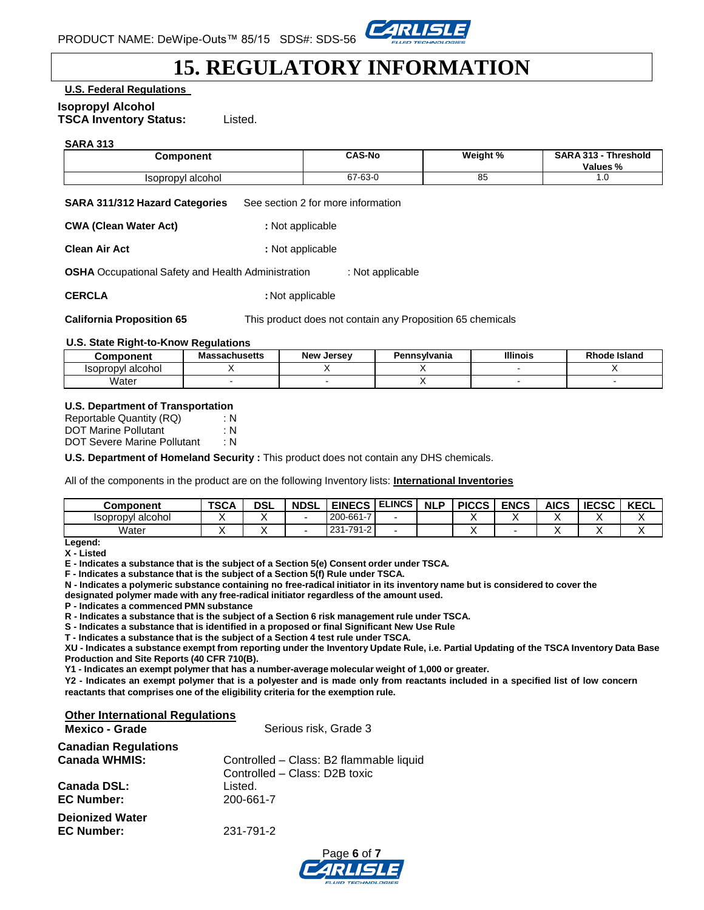# 15. REGULATORY INFORMATION

**U.S. Federal Regulations**

**Isopropyl Alcohol**
**TSCA Inventory Status:** Listed.

**SARA 313**

| Component | CAS-No | Weight % | SARA 313 - Threshold Values % |
|---|---|---|---|
| Isopropyl alcohol | 67-63-0 | 85 | 1.0 |

**SARA 311/312 Hazard Categories** See section 2 for more information

**CWA (Clean Water Act)** : Not applicable

**Clean Air Act** : Not applicable

**OSHA** Occupational Safety and Health Administration : Not applicable

**CERCLA** : Not applicable

**California Proposition 65** This product does not contain any Proposition 65 chemicals

**U.S. State Right-to-Know Regulations**

| Component | Massachusetts | New Jersey | Pennsylvania | Illinois | Rhode Island |
|---|---|---|---|---|---|
| Isopropyl alcohol | X | X | X | - | X |
| Water | - | - | X | - | - |

**U.S. Department of Transportation**
Reportable Quantity (RQ) : N
DOT Marine Pollutant : N
DOT Severe Marine Pollutant : N

**U.S. Department of Homeland Security :** This product does not contain any DHS chemicals.

All of the components in the product are on the following Inventory lists: **International Inventories**

| Component | TSCA | DSL | NDSL | EINECS | ELINCS | NLP | PICCS | ENCS | AICS | IECSC | KECL |
|---|---|---|---|---|---|---|---|---|---|---|---|
| Isopropyl alcohol | X | X | - | 200-661-7 | - | | X | X | X | X | X |
| Water | X | X | - | 231-791-2 | - | | X | - | X | X | X |

**Legend:**
**X - Listed**
**E - Indicates a substance that is the subject of a Section 5(e) Consent order under TSCA.**
**F - Indicates a substance that is the subject of a Section 5(f) Rule under TSCA.**
**N - Indicates a polymeric substance containing no free-radical initiator in its inventory name but is considered to cover the designated polymer made with any free-radical initiator regardless of the amount used.**
**P - Indicates a commenced PMN substance**
**R - Indicates a substance that is the subject of a Section 6 risk management rule under TSCA.**
**S - Indicates a substance that is identified in a proposed or final Significant New Use Rule**
**T - Indicates a substance that is the subject of a Section 4 test rule under TSCA.**
**XU - Indicates a substance exempt from reporting under the Inventory Update Rule, i.e. Partial Updating of the TSCA Inventory Data Base Production and Site Reports (40 CFR 710(B).**
**Y1 - Indicates an exempt polymer that has a number-average molecular weight of 1,000 or greater.**
**Y2 - Indicates an exempt polymer that is a polyester and is made only from reactants included in a specified list of low concern reactants that comprises one of the eligibility criteria for the exemption rule.**

**Other International Regulations**

**Mexico - Grade** Serious risk, Grade 3

**Canadian Regulations**
**Canada WHMIS:** Controlled – Class: B2 flammable liquid
Controlled – Class: D2B toxic
**Canada DSL:** Listed.
**EC Number:** 200-661-7

**Deionized Water**
**EC Number:** 231-791-2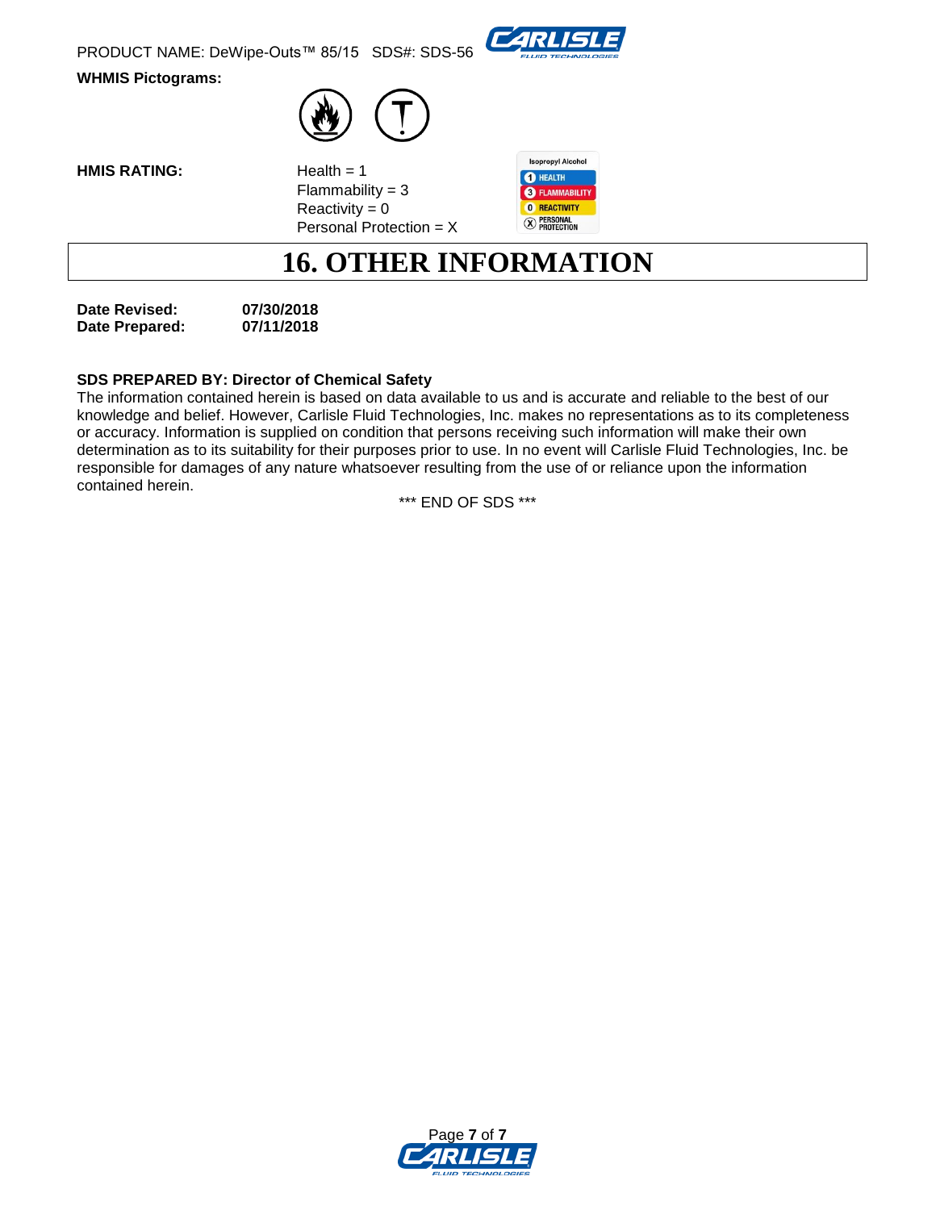**WHMIS Pictograms:**

**HMIS RATING:**

Health = 1
Flammability = 3
Reactivity = 0
Personal Protection = X

Isopropyl Alcohol
1 HEALTH
3 FLAMMABILITY
0 REACTIVITY
X PERSONAL PROTECTION

# 16. OTHER INFORMATION

**Date Revised:** **07/30/2018**
**Date Prepared:** **07/11/2018**

**SDS PREPARED BY: Director of Chemical Safety**

The information contained herein is based on data available to us and is accurate and reliable to the best of our knowledge and belief. However, Carlisle Fluid Technologies, Inc. makes no representations as to its completeness or accuracy. Information is supplied on condition that persons receiving such information will make their own determination as to its suitability for their purposes prior to use. In no event will Carlisle Fluid Technologies, Inc. be responsible for damages of any nature whatsoever resulting from the use of or reliance upon the information contained herein.

*** END OF SDS ***